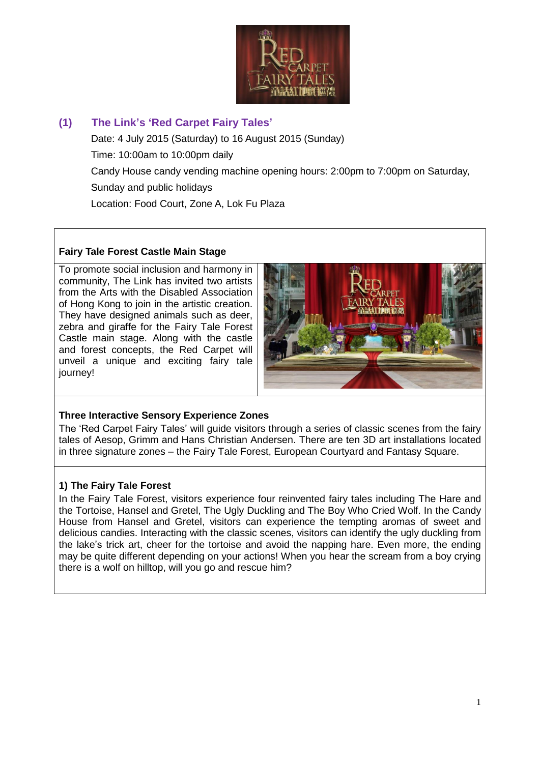## (1) The Link's 'Red Carpet Fairy Tales'

Date: 4 July 2015 (Saturday) to 16 August 2015 (Sunday)

Time: 10:00am to 10:00pm daily

Candy House candy vending machine opening hours: 2:00pm to 7:00pm on Saturday, Sunday and public holidays

Location: Food Court, Zone A, Lok Fu Plaza

**Fairy Tale Forest Castle Main Stage**

To promote social inclusion and harmony in community, The Link has invited two artists from the Arts with the Disabled Association of Hong Kong to join in the artistic creation. They have designed animals such as deer, zebra and giraffe for the Fairy Tale Forest Castle main stage. Along with the castle and forest concepts, the Red Carpet will unveil a unique and exciting fairy tale journey!

**Three Interactive Sensory Experience Zones**

The 'Red Carpet Fairy Tales' will guide visitors through a series of classic scenes from the fairy tales of Aesop, Grimm and Hans Christian Andersen. There are ten 3D art installations located in three signature zones – the Fairy Tale Forest, European Courtyard and Fantasy Square.

**1) The Fairy Tale Forest**

In the Fairy Tale Forest, visitors experience four reinvented fairy tales including The Hare and the Tortoise, Hansel and Gretel, The Ugly Duckling and The Boy Who Cried Wolf. In the Candy House from Hansel and Gretel, visitors can experience the tempting aromas of sweet and delicious candies. Interacting with the classic scenes, visitors can identify the ugly duckling from the lake's trick art, cheer for the tortoise and avoid the napping hare. Even more, the ending may be quite different depending on your actions! When you hear the scream from a boy crying there is a wolf on hilltop, will you go and rescue him?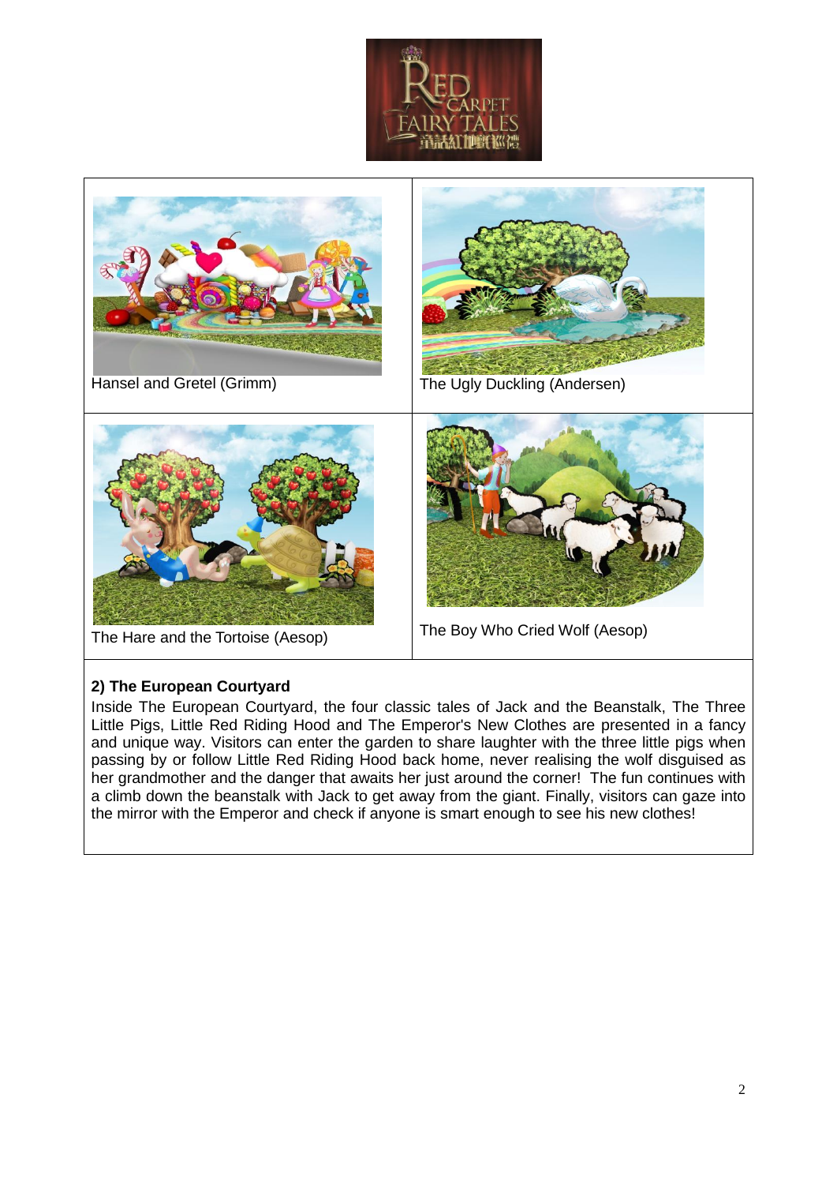| Hansel and Gretel (Grimm) | The Ugly Duckling (Andersen) |
| --- | --- |
| The Hare and the Tortoise (Aesop) | The Boy Who Cried Wolf (Aesop) |

**2) The European Courtyard**

Inside The European Courtyard, the four classic tales of Jack and the Beanstalk, The Three Little Pigs, Little Red Riding Hood and The Emperor's New Clothes are presented in a fancy and unique way. Visitors can enter the garden to share laughter with the three little pigs when passing by or follow Little Red Riding Hood back home, never realising the wolf disguised as her grandmother and the danger that awaits her just around the corner! The fun continues with a climb down the beanstalk with Jack to get away from the giant. Finally, visitors can gaze into the mirror with the Emperor and check if anyone is smart enough to see his new clothes!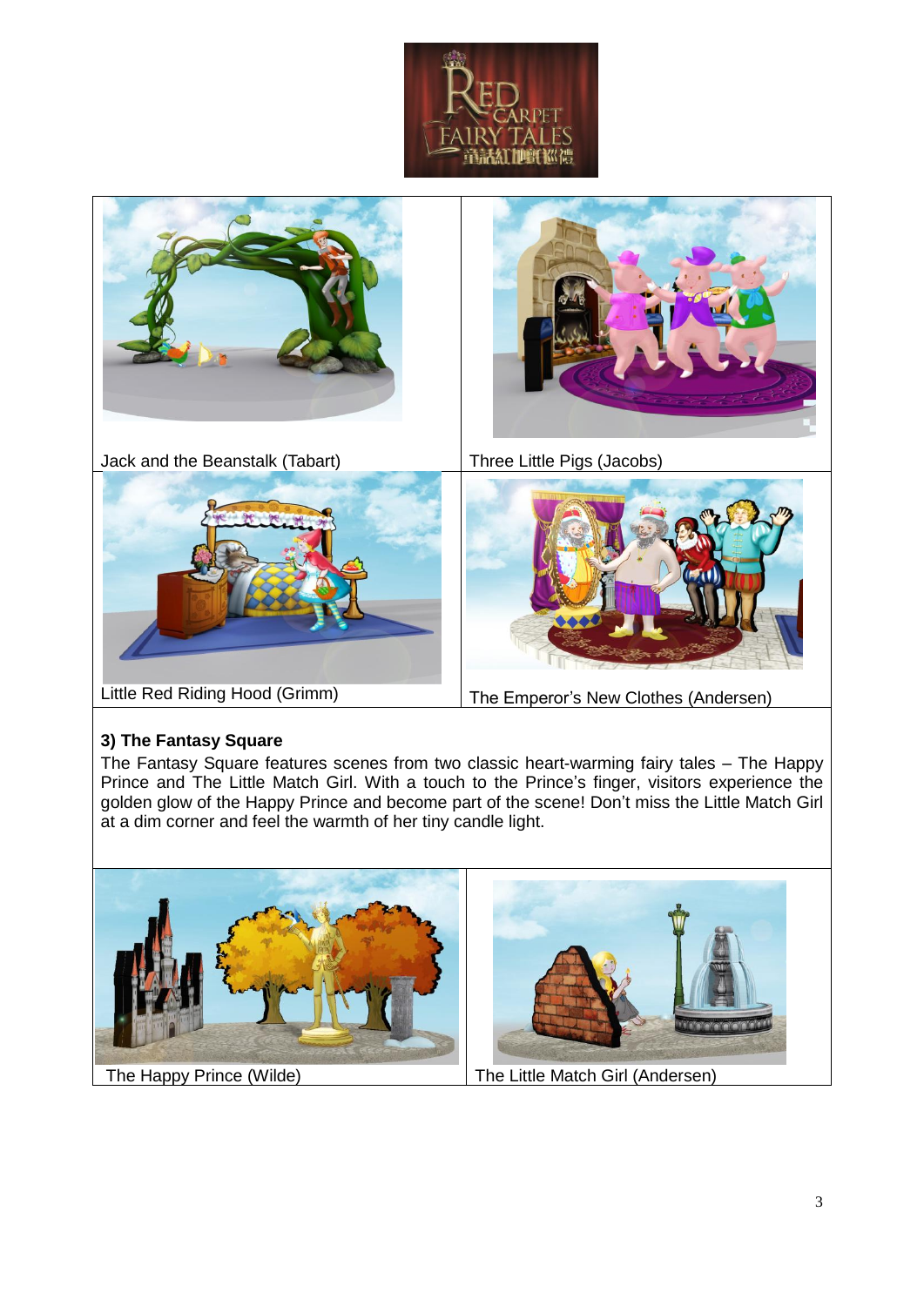| Jack and the Beanstalk (Tabart) | Three Little Pigs (Jacobs) |
| --- | --- |
| Little Red Riding Hood (Grimm) | The Emperor's New Clothes (Andersen) |

**3) The Fantasy Square**

The Fantasy Square features scenes from two classic heart-warming fairy tales – The Happy Prince and The Little Match Girl. With a touch to the Prince's finger, visitors experience the golden glow of the Happy Prince and become part of the scene! Don't miss the Little Match Girl at a dim corner and feel the warmth of her tiny candle light.

| The Happy Prince (Wilde) | The Little Match Girl (Andersen) |
| --- | --- |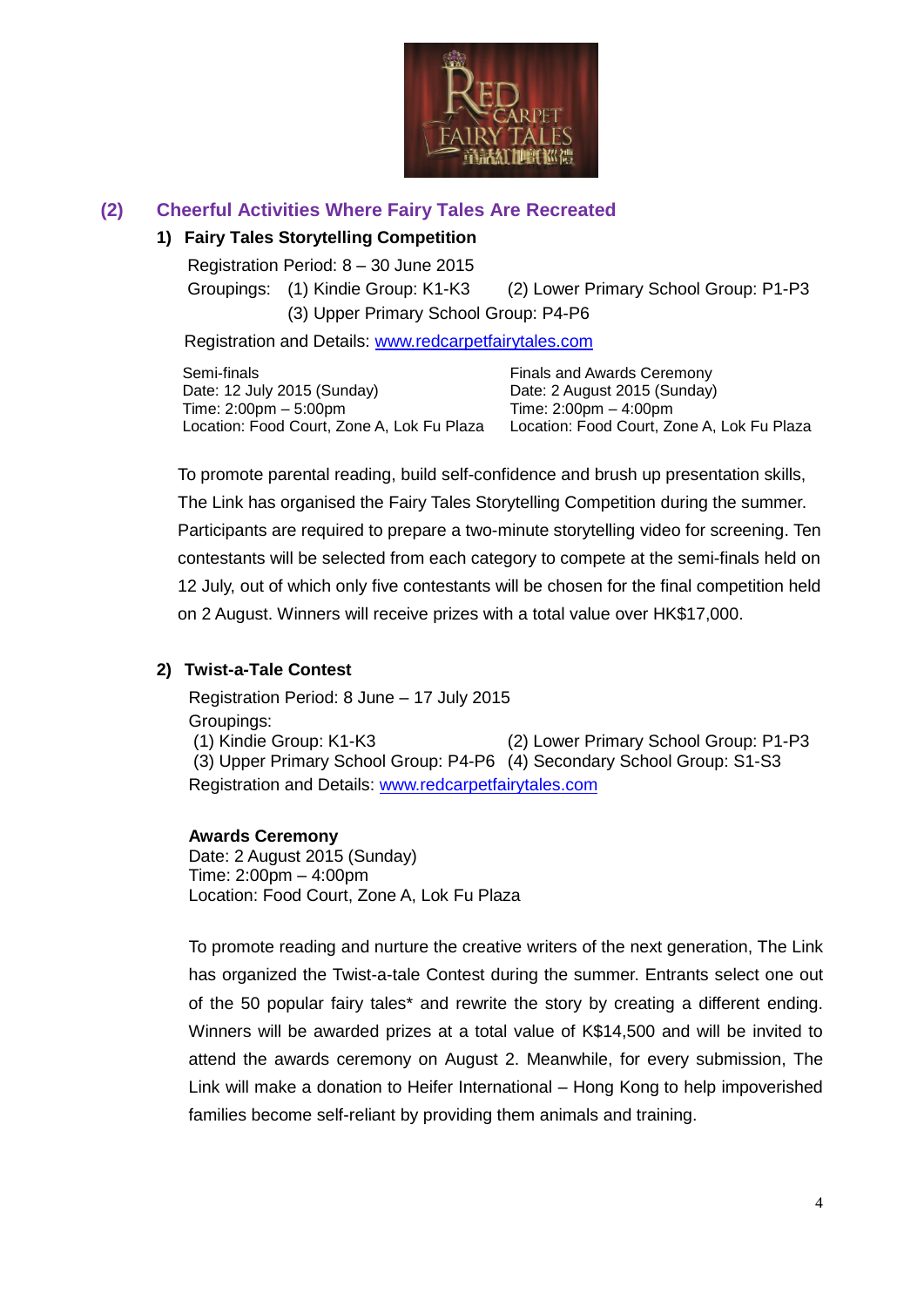## (2) Cheerful Activities Where Fairy Tales Are Recreated

### 1) Fairy Tales Storytelling Competition

Registration Period: 8 – 30 June 2015

Groupings: (1) Kindie Group: K1-K3 (2) Lower Primary School Group: P1-P3 (3) Upper Primary School Group: P4-P6

Registration and Details: www.redcarpetfairytales.com

Semi-finals
Date: 12 July 2015 (Sunday)
Time: 2:00pm – 5:00pm
Location: Food Court, Zone A, Lok Fu Plaza

Finals and Awards Ceremony
Date: 2 August 2015 (Sunday)
Time: 2:00pm – 4:00pm
Location: Food Court, Zone A, Lok Fu Plaza

To promote parental reading, build self-confidence and brush up presentation skills, The Link has organised the Fairy Tales Storytelling Competition during the summer. Participants are required to prepare a two-minute storytelling video for screening. Ten contestants will be selected from each category to compete at the semi-finals held on 12 July, out of which only five contestants will be chosen for the final competition held on 2 August. Winners will receive prizes with a total value over HK$17,000.

### 2) Twist-a-Tale Contest

Registration Period: 8 June – 17 July 2015

Groupings:
(1) Kindie Group: K1-K3 (2) Lower Primary School Group: P1-P3
(3) Upper Primary School Group: P4-P6 (4) Secondary School Group: S1-S3

Registration and Details: www.redcarpetfairytales.com

**Awards Ceremony**
Date: 2 August 2015 (Sunday)
Time: 2:00pm – 4:00pm
Location: Food Court, Zone A, Lok Fu Plaza

To promote reading and nurture the creative writers of the next generation, The Link has organized the Twist-a-tale Contest during the summer. Entrants select one out of the 50 popular fairy tales* and rewrite the story by creating a different ending. Winners will be awarded prizes at a total value of K$14,500 and will be invited to attend the awards ceremony on August 2. Meanwhile, for every submission, The Link will make a donation to Heifer International – Hong Kong to help impoverished families become self-reliant by providing them animals and training.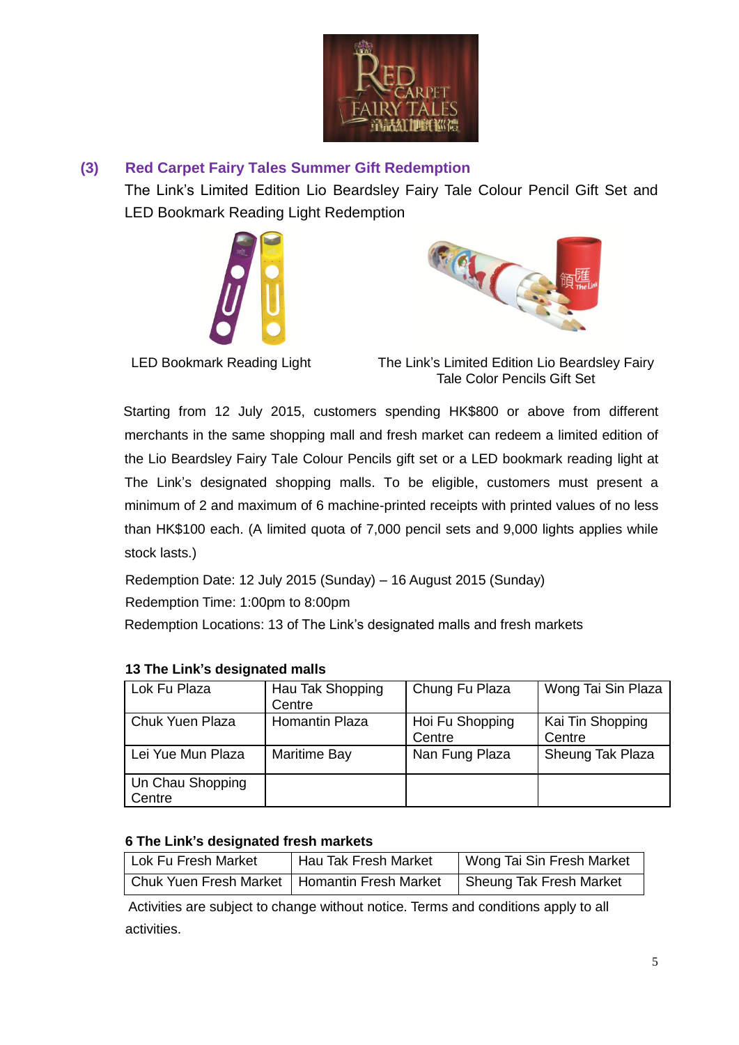## (3) Red Carpet Fairy Tales Summer Gift Redemption

The Link's Limited Edition Lio Beardsley Fairy Tale Colour Pencil Gift Set and LED Bookmark Reading Light Redemption

LED Bookmark Reading Light

The Link's Limited Edition Lio Beardsley Fairy Tale Color Pencils Gift Set

Starting from 12 July 2015, customers spending HK$800 or above from different merchants in the same shopping mall and fresh market can redeem a limited edition of the Lio Beardsley Fairy Tale Colour Pencils gift set or a LED bookmark reading light at The Link's designated shopping malls. To be eligible, customers must present a minimum of 2 and maximum of 6 machine-printed receipts with printed values of no less than HK$100 each. (A limited quota of 7,000 pencil sets and 9,000 lights applies while stock lasts.)

Redemption Date: 12 July 2015 (Sunday) – 16 August 2015 (Sunday)

Redemption Time: 1:00pm to 8:00pm

Redemption Locations: 13 of The Link's designated malls and fresh markets

**13 The Link's designated malls**

| | | | |
|---|---|---|---|
| Lok Fu Plaza | Hau Tak Shopping Centre | Chung Fu Plaza | Wong Tai Sin Plaza |
| Chuk Yuen Plaza | Homantin Plaza | Hoi Fu Shopping Centre | Kai Tin Shopping Centre |
| Lei Yue Mun Plaza | Maritime Bay | Nan Fung Plaza | Sheung Tak Plaza |
| Un Chau Shopping Centre | | | |

**6 The Link's designated fresh markets**

| | | |
|---|---|---|
| Lok Fu Fresh Market | Hau Tak Fresh Market | Wong Tai Sin Fresh Market |
| Chuk Yuen Fresh Market | Homantin Fresh Market | Sheung Tak Fresh Market |

Activities are subject to change without notice. Terms and conditions apply to all activities.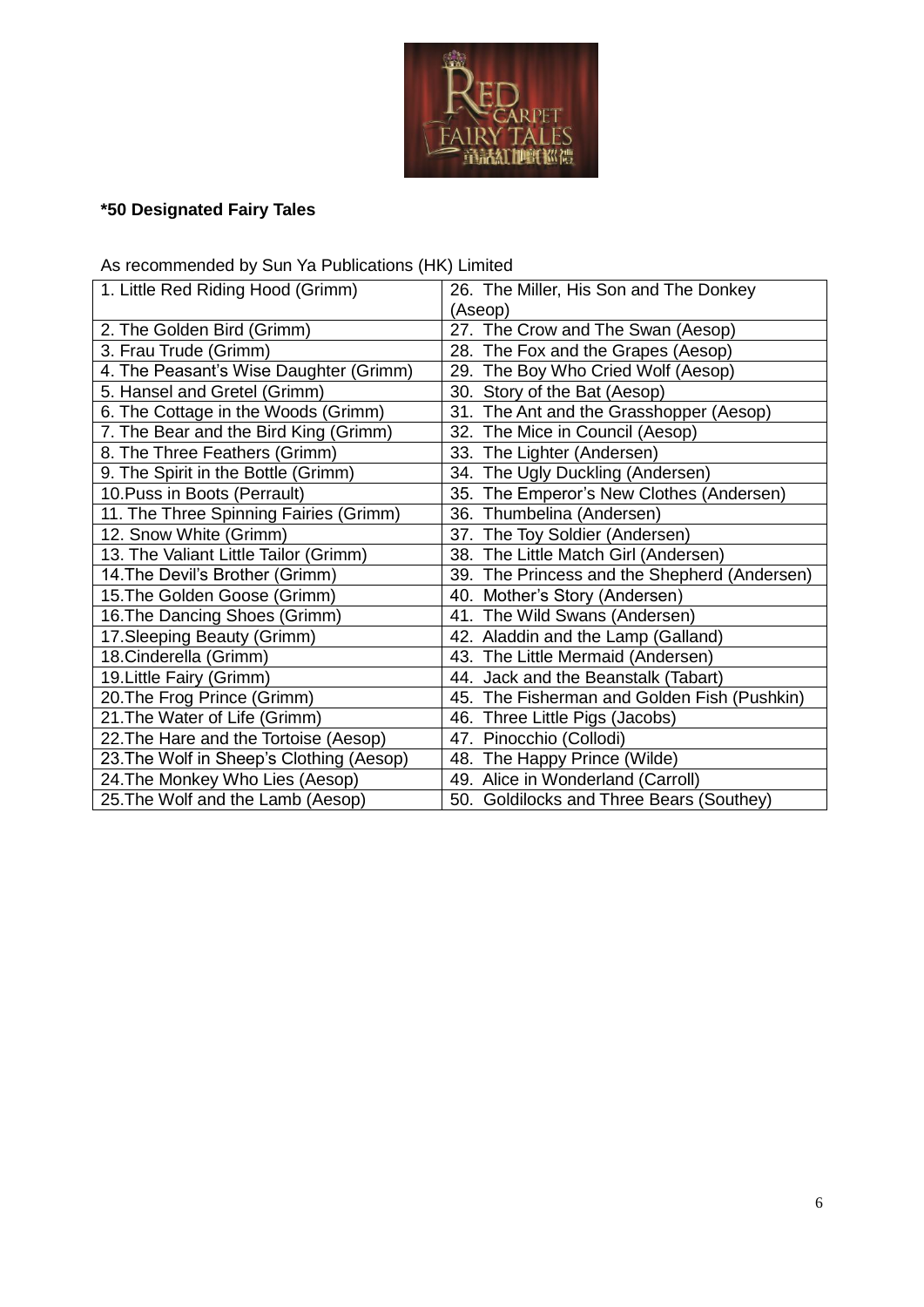**\*50 Designated Fairy Tales**

As recommended by Sun Ya Publications (HK) Limited

| | |
|---|---|
| 1. Little Red Riding Hood (Grimm) | 26. The Miller, His Son and The Donkey (Aseop) |
| 2. The Golden Bird (Grimm) | 27. The Crow and The Swan (Aesop) |
| 3. Frau Trude (Grimm) | 28. The Fox and the Grapes (Aesop) |
| 4. The Peasant's Wise Daughter (Grimm) | 29. The Boy Who Cried Wolf (Aesop) |
| 5. Hansel and Gretel (Grimm) | 30. Story of the Bat (Aesop) |
| 6. The Cottage in the Woods (Grimm) | 31. The Ant and the Grasshopper (Aesop) |
| 7. The Bear and the Bird King (Grimm) | 32. The Mice in Council (Aesop) |
| 8. The Three Feathers (Grimm) | 33. The Lighter (Andersen) |
| 9. The Spirit in the Bottle (Grimm) | 34. The Ugly Duckling (Andersen) |
| 10.Puss in Boots (Perrault) | 35. The Emperor's New Clothes (Andersen) |
| 11. The Three Spinning Fairies (Grimm) | 36. Thumbelina (Andersen) |
| 12. Snow White (Grimm) | 37. The Toy Soldier (Andersen) |
| 13. The Valiant Little Tailor (Grimm) | 38. The Little Match Girl (Andersen) |
| 14.The Devil's Brother (Grimm) | 39. The Princess and the Shepherd (Andersen) |
| 15.The Golden Goose (Grimm) | 40. Mother's Story (Andersen) |
| 16.The Dancing Shoes (Grimm) | 41. The Wild Swans (Andersen) |
| 17.Sleeping Beauty (Grimm) | 42. Aladdin and the Lamp (Galland) |
| 18.Cinderella (Grimm) | 43. The Little Mermaid (Andersen) |
| 19.Little Fairy (Grimm) | 44. Jack and the Beanstalk (Tabart) |
| 20.The Frog Prince (Grimm) | 45. The Fisherman and Golden Fish (Pushkin) |
| 21.The Water of Life (Grimm) | 46. Three Little Pigs (Jacobs) |
| 22.The Hare and the Tortoise (Aesop) | 47. Pinocchio (Collodi) |
| 23.The Wolf in Sheep's Clothing (Aesop) | 48. The Happy Prince (Wilde) |
| 24.The Monkey Who Lies (Aesop) | 49. Alice in Wonderland (Carroll) |
| 25.The Wolf and the Lamb (Aesop) | 50. Goldilocks and Three Bears (Southey) |